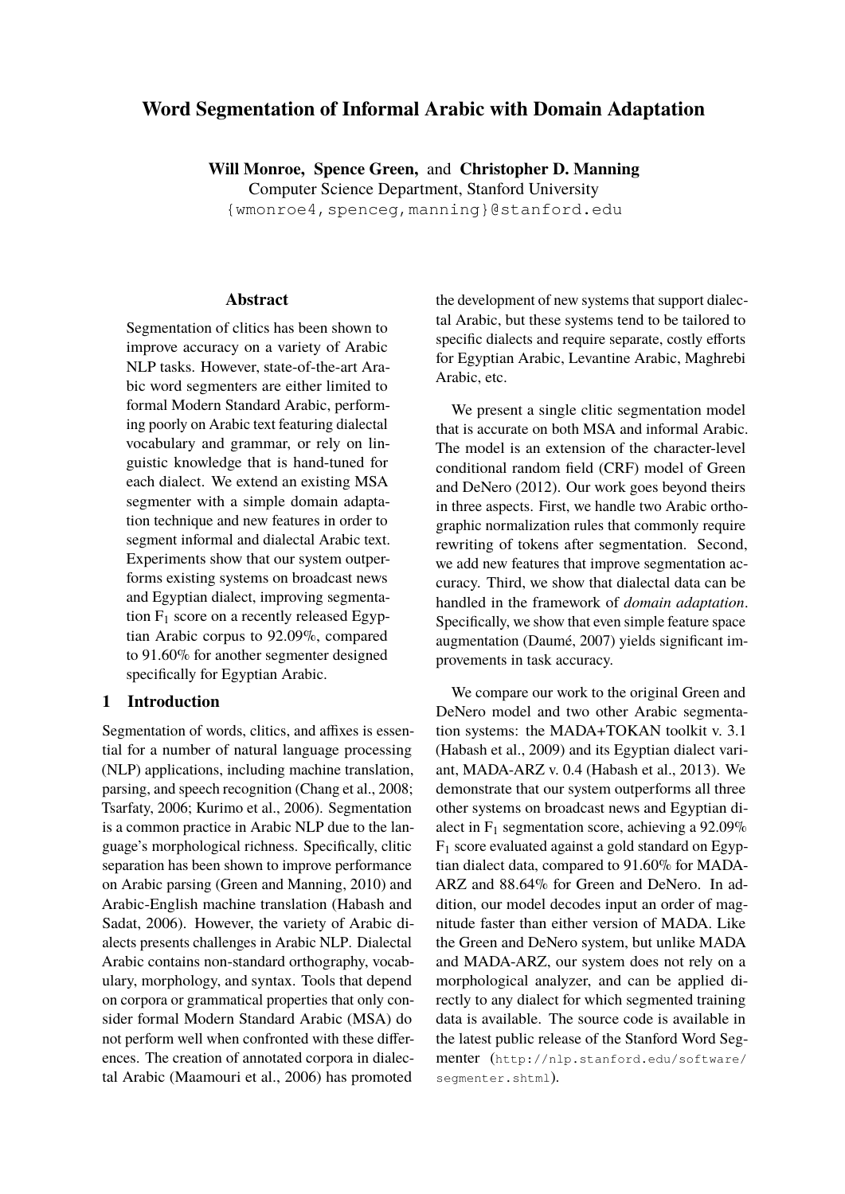# Word Segmentation of Informal Arabic with Domain Adaptation

**Will Monroe, Spence Green,** and **Christopher D. Manning**
Computer Science Department, Stanford University
{wmonroe4,spenceg,manning}@stanford.edu

## Abstract

Segmentation of clitics has been shown to improve accuracy on a variety of Arabic NLP tasks. However, state-of-the-art Arabic word segmenters are either limited to formal Modern Standard Arabic, performing poorly on Arabic text featuring dialectal vocabulary and grammar, or rely on linguistic knowledge that is hand-tuned for each dialect. We extend an existing MSA segmenter with a simple domain adaptation technique and new features in order to segment informal and dialectal Arabic text. Experiments show that our system outperforms existing systems on broadcast news and Egyptian dialect, improving segmentation $F_1$ score on a recently released Egyptian Arabic corpus to 92.09%, compared to 91.60% for another segmenter designed specifically for Egyptian Arabic.

## 1 Introduction

Segmentation of words, clitics, and affixes is essential for a number of natural language processing (NLP) applications, including machine translation, parsing, and speech recognition (Chang et al., 2008; Tsarfaty, 2006; Kurimo et al., 2006). Segmentation is a common practice in Arabic NLP due to the language's morphological richness. Specifically, clitic separation has been shown to improve performance on Arabic parsing (Green and Manning, 2010) and Arabic-English machine translation (Habash and Sadat, 2006). However, the variety of Arabic dialects presents challenges in Arabic NLP. Dialectal Arabic contains non-standard orthography, vocabulary, morphology, and syntax. Tools that depend on corpora or grammatical properties that only consider formal Modern Standard Arabic (MSA) do not perform well when confronted with these differences. The creation of annotated corpora in dialectal Arabic (Maamouri et al., 2006) has promoted the development of new systems that support dialectal Arabic, but these systems tend to be tailored to specific dialects and require separate, costly efforts for Egyptian Arabic, Levantine Arabic, Maghrebi Arabic, etc.

We present a single clitic segmentation model that is accurate on both MSA and informal Arabic. The model is an extension of the character-level conditional random field (CRF) model of Green and DeNero (2012). Our work goes beyond theirs in three aspects. First, we handle two Arabic orthographic normalization rules that commonly require rewriting of tokens after segmentation. Second, we add new features that improve segmentation accuracy. Third, we show that dialectal data can be handled in the framework of *domain adaptation*. Specifically, we show that even simple feature space augmentation (Daumé, 2007) yields significant improvements in task accuracy.

We compare our work to the original Green and DeNero model and two other Arabic segmentation systems: the MADA+TOKAN toolkit v. 3.1 (Habash et al., 2009) and its Egyptian dialect variant, MADA-ARZ v. 0.4 (Habash et al., 2013). We demonstrate that our system outperforms all three other systems on broadcast news and Egyptian dialect in $F_1$ segmentation score, achieving a 92.09% $F_1$ score evaluated against a gold standard on Egyptian dialect data, compared to 91.60% for MADA-ARZ and 88.64% for Green and DeNero. In addition, our model decodes input an order of magnitude faster than either version of MADA. Like the Green and DeNero system, but unlike MADA and MADA-ARZ, our system does not rely on a morphological analyzer, and can be applied directly to any dialect for which segmented training data is available. The source code is available in the latest public release of the Stanford Word Segmenter (http://nlp.stanford.edu/software/segmenter.shtml).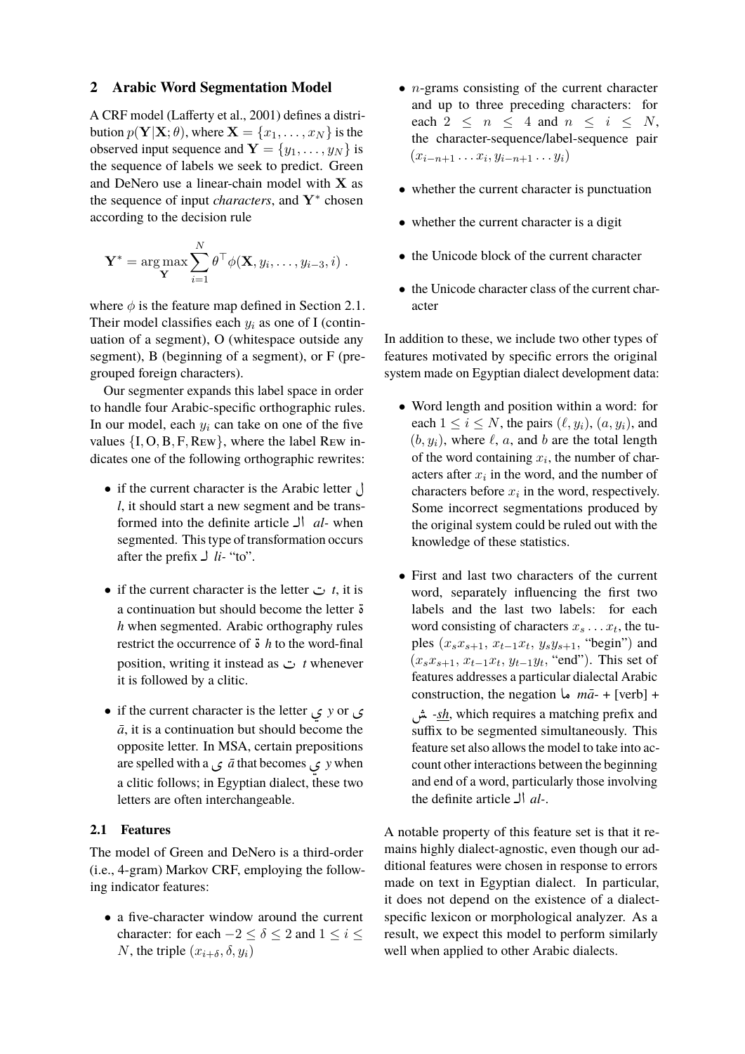## 2 Arabic Word Segmentation Model

A CRF model (Lafferty et al., 2001) defines a distribution $p(\mathbf{Y}|\mathbf{X};\theta)$, where $\mathbf{X} = \{x_1, \ldots, x_N\}$ is the observed input sequence and $\mathbf{Y} = \{y_1, \ldots, y_N\}$ is the sequence of labels we seek to predict. Green and DeNero use a linear-chain model with $\mathbf{X}$ as the sequence of input *characters*, and $\mathbf{Y}^*$ chosen according to the decision rule

$$\mathbf{Y}^* = \arg\max_{\mathbf{Y}} \sum_{i=1}^{N} \theta^\top \phi(\mathbf{X}, y_i, \ldots, y_{i-3}, i) .$$

where $\phi$ is the feature map defined in Section 2.1. Their model classifies each $y_i$ as one of I (continuation of a segment), O (whitespace outside any segment), B (beginning of a segment), or F (pre-grouped foreign characters).

Our segmenter expands this label space in order to handle four Arabic-specific orthographic rules. In our model, each $y_i$ can take on one of the five values $\{\mathrm{I}, \mathrm{O}, \mathrm{B}, \mathrm{F}, \textsc{Rew}\}$, where the label Rew indicates one of the following orthographic rewrites:

- if the current character is the Arabic letter ل *l*, it should start a new segment and be transformed into the definite article ال *al-* when segmented. This type of transformation occurs after the prefix لِ *li-* "to".
- if the current character is the letter ت *t*, it is a continuation but should become the letter ة *h* when segmented. Arabic orthography rules restrict the occurrence of ة *h* to the word-final position, writing it instead as ت *t* whenever it is followed by a clitic.
- if the current character is the letter ي *y* or ى *ā*, it is a continuation but should become the opposite letter. In MSA, certain prepositions are spelled with a ى *ā* that becomes ي *y* when a clitic follows; in Egyptian dialect, these two letters are often interchangeable.

### 2.1 Features

The model of Green and DeNero is a third-order (i.e., 4-gram) Markov CRF, employing the following indicator features:

- a five-character window around the current character: for each $-2 \leq \delta \leq 2$ and $1 \leq i \leq N$, the triple $(x_{i+\delta}, \delta, y_i)$
- $n$-grams consisting of the current character and up to three preceding characters: for each $2 \leq n \leq 4$ and $n \leq i \leq N$, the character-sequence/label-sequence pair $(x_{i-n+1} \ldots x_i, y_{i-n+1} \ldots y_i)$
- whether the current character is punctuation
- whether the current character is a digit
- the Unicode block of the current character
- the Unicode character class of the current character

In addition to these, we include two other types of features motivated by specific errors the original system made on Egyptian dialect development data:

- Word length and position within a word: for each $1 \leq i \leq N$, the pairs $(\ell, y_i)$, $(a, y_i)$, and $(b, y_i)$, where $\ell$, $a$, and $b$ are the total length of the word containing $x_i$, the number of characters after $x_i$ in the word, and the number of characters before $x_i$ in the word, respectively. Some incorrect segmentations produced by the original system could be ruled out with the knowledge of these statistics.
- First and last two characters of the current word, separately influencing the first two labels and the last two labels: for each word consisting of characters $x_s \ldots x_t$, the tuples $(x_s x_{s+1}, x_{t-1}x_t, y_s y_{s+1}, \text{"begin"})$ and $(x_s x_{s+1}, x_{t-1}x_t, y_{t-1}y_t, \text{"end"})$. This set of features addresses a particular dialectal Arabic construction, the negation ما *mā-* + [verb] + ش *-sh*, which requires a matching prefix and suffix to be segmented simultaneously. This feature set also allows the model to take into account other interactions between the beginning and end of a word, particularly those involving the definite article ال *al-*.

A notable property of this feature set is that it remains highly dialect-agnostic, even though our additional features were chosen in response to errors made on text in Egyptian dialect. In particular, it does not depend on the existence of a dialect-specific lexicon or morphological analyzer. As a result, we expect this model to perform similarly well when applied to other Arabic dialects.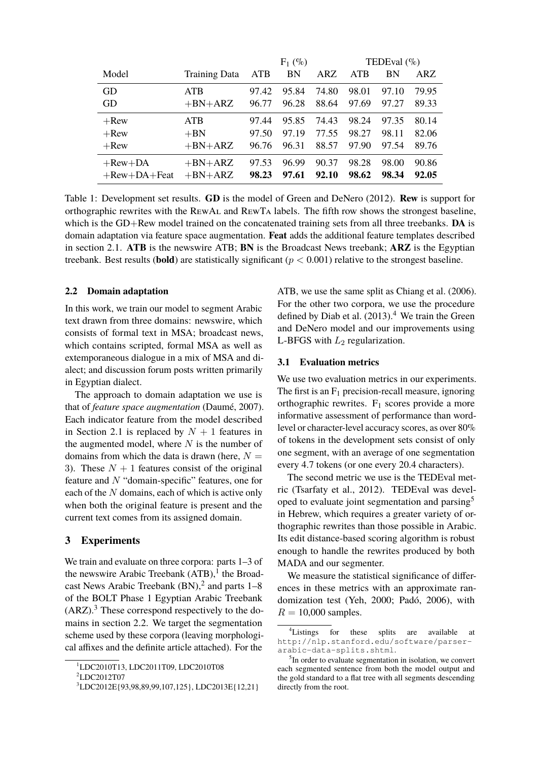| Model | Training Data | $F_1$ (%) | | | TEDEval (%) | | |
|---|---|---|---|---|---|---|---|
| | | ATB | BN | ARZ | ATB | BN | ARZ |
| GD | ATB | 97.42 | 95.84 | 74.80 | 98.01 | 97.10 | 79.95 |
| GD | +BN+ARZ | 96.77 | 96.28 | 88.64 | 97.69 | 97.27 | 89.33 |
| +Rew | ATB | 97.44 | 95.85 | 74.43 | 98.24 | 97.35 | 80.14 |
| +Rew | +BN | 97.50 | 97.19 | 77.55 | 98.27 | 98.11 | 82.06 |
| +Rew | +BN+ARZ | 96.76 | 96.31 | 88.57 | 97.90 | 97.54 | 89.76 |
| +Rew+DA | +BN+ARZ | 97.53 | 96.99 | 90.37 | 98.28 | 98.00 | 90.86 |
| +Rew+DA+Feat | +BN+ARZ | **98.23** | **97.61** | **92.10** | **98.62** | **98.34** | **92.05** |

Table 1: Development set results. **GD** is the model of Green and DeNero (2012). **Rew** is support for orthographic rewrites with the RewAl and RewTa labels. The fifth row shows the strongest baseline, which is the GD+Rew model trained on the concatenated training sets from all three treebanks. **DA** is domain adaptation via feature space augmentation. **Feat** adds the additional feature templates described in section 2.1. **ATB** is the newswire ATB; **BN** is the Broadcast News treebank; **ARZ** is the Egyptian treebank. Best results (**bold**) are statistically significant ($p < 0.001$) relative to the strongest baseline.

### 2.2 Domain adaptation

In this work, we train our model to segment Arabic text drawn from three domains: newswire, which consists of formal text in MSA; broadcast news, which contains scripted, formal MSA as well as extemporaneous dialogue in a mix of MSA and dialect; and discussion forum posts written primarily in Egyptian dialect.

The approach to domain adaptation we use is that of *feature space augmentation* (Daumé, 2007). Each indicator feature from the model described in Section 2.1 is replaced by $N + 1$ features in the augmented model, where $N$ is the number of domains from which the data is drawn (here, $N = 3$). These $N + 1$ features consist of the original feature and $N$ "domain-specific" features, one for each of the $N$ domains, each of which is active only when both the original feature is present and the current text comes from its assigned domain.

## 3 Experiments

We train and evaluate on three corpora: parts 1–3 of the newswire Arabic Treebank (ATB),[1] the Broadcast News Arabic Treebank (BN),[2] and parts 1–8 of the BOLT Phase 1 Egyptian Arabic Treebank (ARZ).[3] These correspond respectively to the domains in section 2.2. We target the segmentation scheme used by these corpora (leaving morphological affixes and the definite article attached). For the ATB, we use the same split as Chiang et al. (2006). For the other two corpora, we use the procedure defined by Diab et al. (2013).[4] We train the Green and DeNero model and our improvements using L-BFGS with $L_2$ regularization.

### 3.1 Evaluation metrics

We use two evaluation metrics in our experiments. The first is an $F_1$ precision-recall measure, ignoring orthographic rewrites. $F_1$ scores provide a more informative assessment of performance than word-level or character-level accuracy scores, as over 80% of tokens in the development sets consist of only one segment, with an average of one segmentation every 4.7 tokens (or one every 20.4 characters).

The second metric we use is the TEDEval metric (Tsarfaty et al., 2012). TEDEval was developed to evaluate joint segmentation and parsing[5] in Hebrew, which requires a greater variety of orthographic rewrites than those possible in Arabic. Its edit distance-based scoring algorithm is robust enough to handle the rewrites produced by both MADA and our segmenter.

We measure the statistical significance of differences in these metrics with an approximate randomization test (Yeh, 2000; Padó, 2006), with $R = 10{,}000$ samples.

[1] LDC2010T13, LDC2011T09, LDC2010T08

[2] LDC2012T07

[3] LDC2012E{93,98,89,99,107,125}, LDC2013E{12,21}

[4] Listings for these splits are available at http://nlp.stanford.edu/software/parser-arabic-data-splits.shtml.

[5] In order to evaluate segmentation in isolation, we convert each segmented sentence from both the model output and the gold standard to a flat tree with all segments descending directly from the root.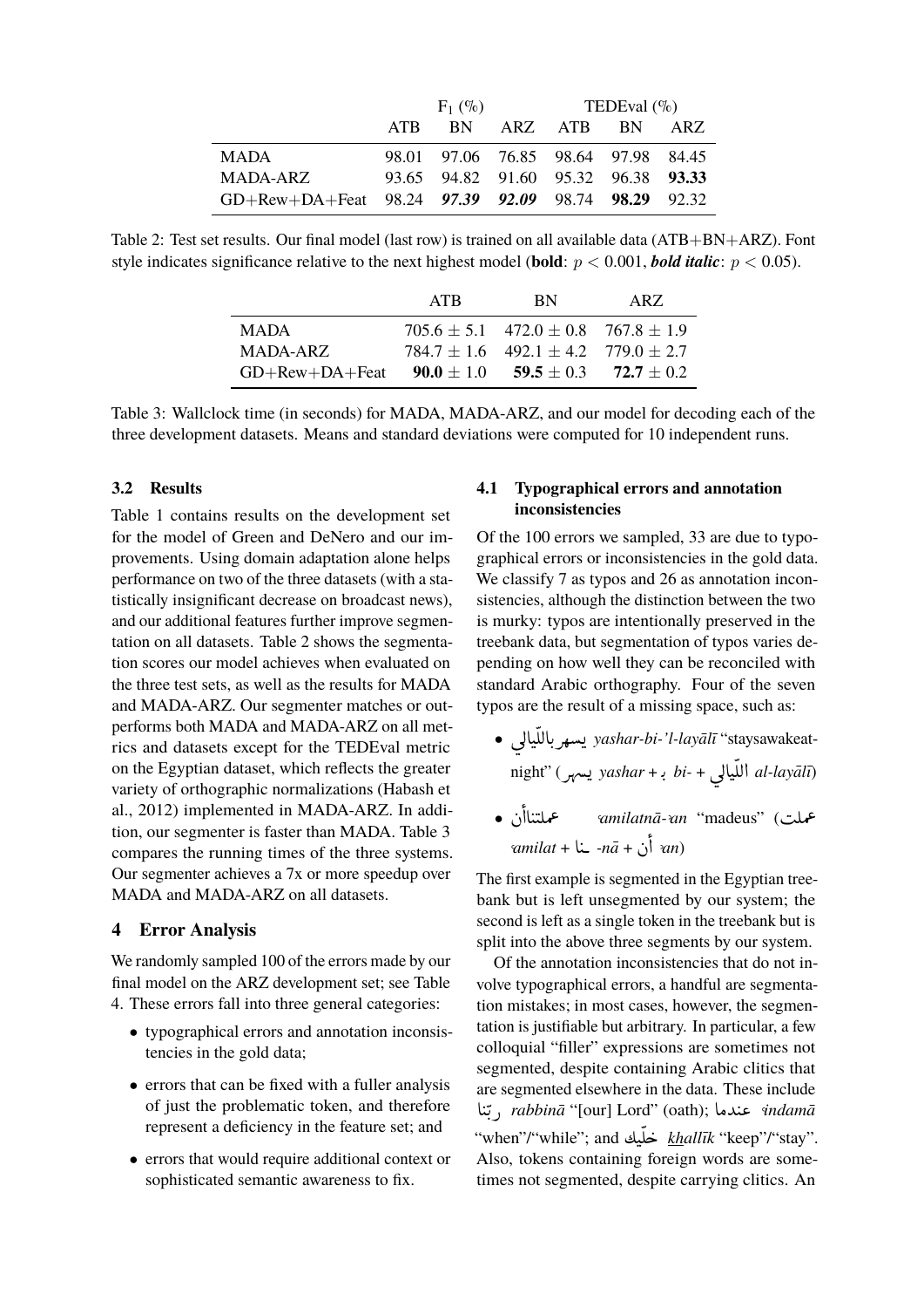| | $F_1$ (%) | | | TEDEval (%) | | |
|---|---|---|---|---|---|---|
| | ATB | BN | ARZ | ATB | BN | ARZ |
| MADA | 98.01 | 97.06 | 76.85 | 98.64 | 97.98 | 84.45 |
| MADA-ARZ | 93.65 | 94.82 | 91.60 | 95.32 | 96.38 | **93.33** |
| GD+Rew+DA+Feat | 98.24 | ***97.39*** | ***92.09*** | 98.74 | **98.29** | 92.32 |

Table 2: Test set results. Our final model (last row) is trained on all available data (ATB+BN+ARZ). Font style indicates significance relative to the next highest model (**bold**: $p < 0.001$, ***bold italic***: $p < 0.05$).

| | ATB | BN | ARZ |
|---|---|---|---|
| MADA | $705.6 \pm 5.1$ | $472.0 \pm 0.8$ | $767.8 \pm 1.9$ |
| MADA-ARZ | $784.7 \pm 1.6$ | $492.1 \pm 4.2$ | $779.0 \pm 2.7$ |
| GD+Rew+DA+Feat | **90.0** $\pm$ 1.0 | **59.5** $\pm$ 0.3 | **72.7** $\pm$ 0.2 |

Table 3: Wallclock time (in seconds) for MADA, MADA-ARZ, and our model for decoding each of the three development datasets. Means and standard deviations were computed for 10 independent runs.

### 3.2 Results

Table 1 contains results on the development set for the model of Green and DeNero and our improvements. Using domain adaptation alone helps performance on two of the three datasets (with a statistically insignificant decrease on broadcast news), and our additional features further improve segmentation on all datasets. Table 2 shows the segmentation scores our model achieves when evaluated on the three test sets, as well as the results for MADA and MADA-ARZ. Our segmenter matches or outperforms both MADA and MADA-ARZ on all metrics and datasets except for the TEDEval metric on the Egyptian dataset, which reflects the greater variety of orthographic normalizations (Habash et al., 2012) implemented in MADA-ARZ. In addition, our segmenter is faster than MADA. Table 3 compares the running times of the three systems. Our segmenter achieves a 7x or more speedup over MADA and MADA-ARZ on all datasets.

## 4 Error Analysis

We randomly sampled 100 of the errors made by our final model on the ARZ development set; see Table 4. These errors fall into three general categories:

- typographical errors and annotation inconsistencies in the gold data;
- errors that can be fixed with a fuller analysis of just the problematic token, and therefore represent a deficiency in the feature set; and
- errors that would require additional context or sophisticated semantic awareness to fix.

### 4.1 Typographical errors and annotation inconsistencies

Of the 100 errors we sampled, 33 are due to typographical errors or inconsistencies in the gold data. We classify 7 as typos and 26 as annotation inconsistencies, although the distinction between the two is murky: typos are intentionally preserved in the treebank data, but segmentation of typos varies depending on how well they can be reconciled with standard Arabic orthography. Four of the seven typos are the result of a missing space, such as:

- يسهربالليّالي *yashar-bi-'l-layālī* "staysawakeat-night" (يسهر *yashar* + بـ *bi-* + الليّالي *al-layālī*)
- عملتناأن *ʿamilatnā-ʾan* "madeus" (عملت *ʿamilat* + ـنا *-nā* + أن *ʾan*)

The first example is segmented in the Egyptian treebank but is left unsegmented by our system; the second is left as a single token in the treebank but is split into the above three segments by our system.

Of the annotation inconsistencies that do not involve typographical errors, a handful are segmentation mistakes; in most cases, however, the segmentation is justifiable but arbitrary. In particular, a few colloquial "filler" expressions are sometimes not segmented, despite containing Arabic clitics that are segmented elsewhere in the data. These include ربّنا *rabbinā* "[our] Lord" (oath); عندما *ʿindamā* "when"/"while"; and خلّيك *khallīk* "keep"/"stay". Also, tokens containing foreign words are sometimes not segmented, despite carrying clitics. An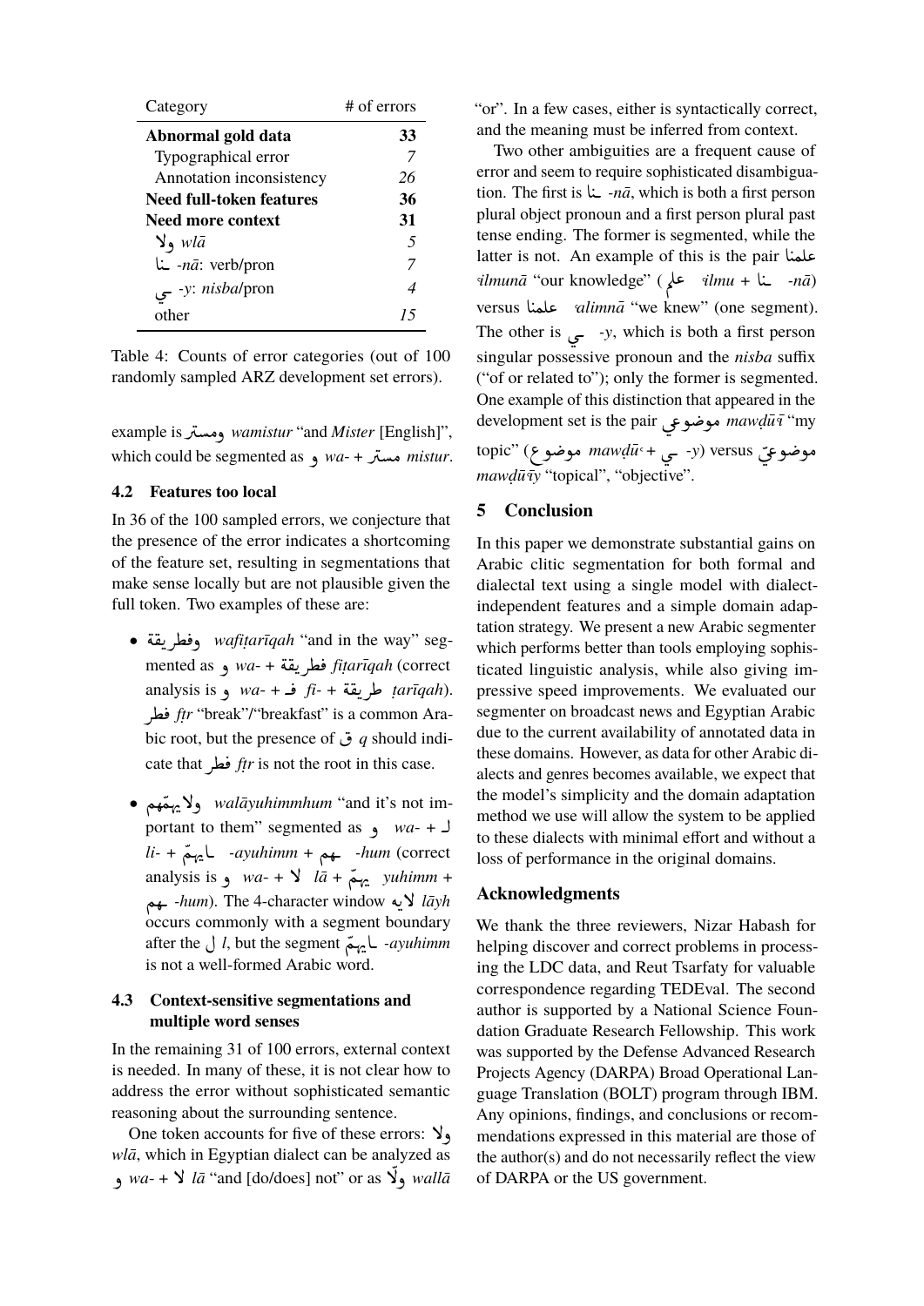| Category | # of errors |
|---|---|
| **Abnormal gold data** | **33** |
| Typographical error | *7* |
| Annotation inconsistency | *26* |
| **Need full-token features** | **36** |
| **Need more context** | **31** |
| ولا *wlā* | *5* |
| ـنا *-nā*: verb/pron | *7* |
| ـي *-y*: *nisba*/pron | *4* |
| other | *15* |

Table 4: Counts of error categories (out of 100 randomly sampled ARZ development set errors).

example is ومستر *wamistur* "and *Mister* [English]", which could be segmented as و *wa-* + مستر *mistur*.

### 4.2 Features too local

In 36 of the 100 sampled errors, we conjecture that the presence of the error indicates a shortcoming of the feature set, resulting in segmentations that make sense locally but are not plausible given the full token. Two examples of these are:

- وفطريقة *wafiṭarīqah* "and in the way" segmented as و *wa-* + فطريقة *fiṭarīqah* (correct analysis is و *wa-* + فـ *fi-* + طريقة *ṭarīqah*). فطر *fṭr* "break"/"breakfast" is a common Arabic root, but the presence of ق *q* should indicate that فطر *fṭr* is not the root in this case.
- ولايهمّهم *walāyuhimmhum* "and it's not important to them" segmented as و *wa-* + لـ *li-* + ايهمّ *-ayuhimm* + هم *-hum* (correct analysis is و *wa-* + لا *lā* + يهمّ *yuhimm* + هم *-hum*). The 4-character window لايه *lāyh* occurs commonly with a segment boundary after the ل *l*, but the segment ايهمّ *-ayuhimm* is not a well-formed Arabic word.

### 4.3 Context-sensitive segmentations and multiple word senses

In the remaining 31 of 100 errors, external context is needed. In many of these, it is not clear how to address the error without sophisticated semantic reasoning about the surrounding sentence.

One token accounts for five of these errors: ولا *wlā*, which in Egyptian dialect can be analyzed as و *wa-* + لا *lā* "and [do/does] not" or as ولّا *wallā* "or". In a few cases, either is syntactically correct, and the meaning must be inferred from context.

Two other ambiguities are a frequent cause of error and seem to require sophisticated disambiguation. The first is ـنا *-nā*, which is both a first person plural object pronoun and a first person plural past tense ending. The former is segmented, while the latter is not. An example of this is the pair علمنا *ʿilmunā* "our knowledge" (علم *ʿilmu* + ـنا *-nā*) versus علمنا *ʿalimnā* "we knew" (one segment). The other is ـي *-y*, which is both a first person singular possessive pronoun and the *nisba* suffix ("of or related to"); only the former is segmented. One example of this distinction that appeared in the development set is the pair موضوعي *mawḍūʿī* "my topic" (موضوع *mawḍūʿ* + ـي *-y*) versus موضوعيّ *mawḍūʿīy* "topical", "objective".

## 5 Conclusion

In this paper we demonstrate substantial gains on Arabic clitic segmentation for both formal and dialectal text using a single model with dialect-independent features and a simple domain adaptation strategy. We present a new Arabic segmenter which performs better than tools employing sophisticated linguistic analysis, while also giving impressive speed improvements. We evaluated our segmenter on broadcast news and Egyptian Arabic due to the current availability of annotated data in these domains. However, as data for other Arabic dialects and genres becomes available, we expect that the model's simplicity and the domain adaptation method we use will allow the system to be applied to these dialects with minimal effort and without a loss of performance in the original domains.

## Acknowledgments

We thank the three reviewers, Nizar Habash for helping discover and correct problems in processing the LDC data, and Reut Tsarfaty for valuable correspondence regarding TEDEval. The second author is supported by a National Science Foundation Graduate Research Fellowship. This work was supported by the Defense Advanced Research Projects Agency (DARPA) Broad Operational Language Translation (BOLT) program through IBM. Any opinions, findings, and conclusions or recommendations expressed in this material are those of the author(s) and do not necessarily reflect the view of DARPA or the US government.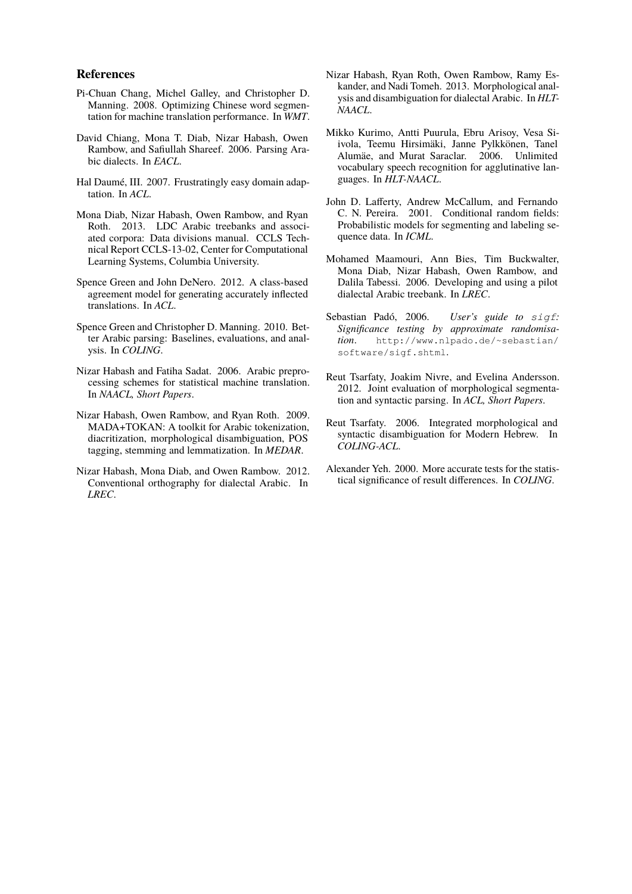## References

Pi-Chuan Chang, Michel Galley, and Christopher D. Manning. 2008. Optimizing Chinese word segmentation for machine translation performance. In *WMT*.

David Chiang, Mona T. Diab, Nizar Habash, Owen Rambow, and Safiullah Shareef. 2006. Parsing Arabic dialects. In *EACL*.

Hal Daumé, III. 2007. Frustratingly easy domain adaptation. In *ACL*.

Mona Diab, Nizar Habash, Owen Rambow, and Ryan Roth. 2013. LDC Arabic treebanks and associated corpora: Data divisions manual. CCLS Technical Report CCLS-13-02, Center for Computational Learning Systems, Columbia University.

Spence Green and John DeNero. 2012. A class-based agreement model for generating accurately inflected translations. In *ACL*.

Spence Green and Christopher D. Manning. 2010. Better Arabic parsing: Baselines, evaluations, and analysis. In *COLING*.

Nizar Habash and Fatiha Sadat. 2006. Arabic preprocessing schemes for statistical machine translation. In *NAACL, Short Papers*.

Nizar Habash, Owen Rambow, and Ryan Roth. 2009. MADA+TOKAN: A toolkit for Arabic tokenization, diacritization, morphological disambiguation, POS tagging, stemming and lemmatization. In *MEDAR*.

Nizar Habash, Mona Diab, and Owen Rambow. 2012. Conventional orthography for dialectal Arabic. In *LREC*.

Nizar Habash, Ryan Roth, Owen Rambow, Ramy Eskander, and Nadi Tomeh. 2013. Morphological analysis and disambiguation for dialectal Arabic. In *HLT-NAACL*.

Mikko Kurimo, Antti Puurula, Ebru Arisoy, Vesa Siivola, Teemu Hirsimäki, Janne Pylkkönen, Tanel Alumäe, and Murat Saraclar. 2006. Unlimited vocabulary speech recognition for agglutinative languages. In *HLT-NAACL*.

John D. Lafferty, Andrew McCallum, and Fernando C. N. Pereira. 2001. Conditional random fields: Probabilistic models for segmenting and labeling sequence data. In *ICML*.

Mohamed Maamouri, Ann Bies, Tim Buckwalter, Mona Diab, Nizar Habash, Owen Rambow, and Dalila Tabessi. 2006. Developing and using a pilot dialectal Arabic treebank. In *LREC*.

Sebastian Padó, 2006. *User's guide to* `sigf`*: Significance testing by approximate randomisation*. `http://www.nlpado.de/~sebastian/software/sigf.shtml`.

Reut Tsarfaty, Joakim Nivre, and Evelina Andersson. 2012. Joint evaluation of morphological segmentation and syntactic parsing. In *ACL, Short Papers*.

Reut Tsarfaty. 2006. Integrated morphological and syntactic disambiguation for Modern Hebrew. In *COLING-ACL*.

Alexander Yeh. 2000. More accurate tests for the statistical significance of result differences. In *COLING*.